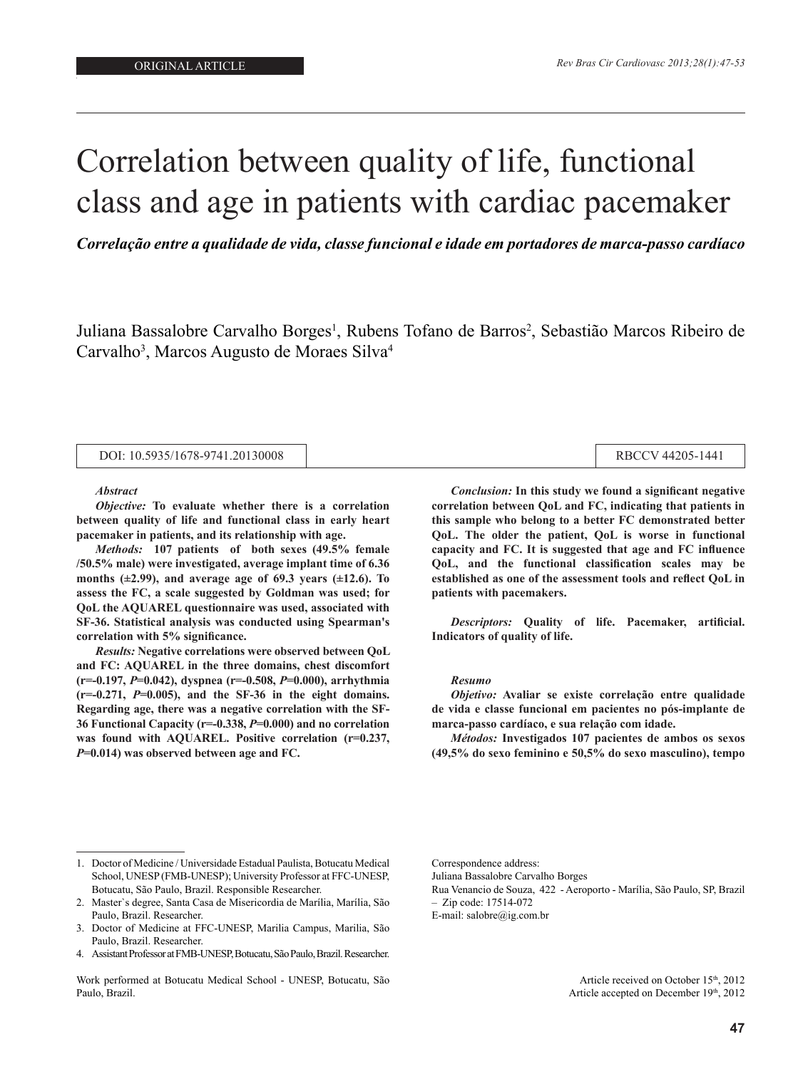ORIGINAL ARTICLE

# Correlation between quality of life, functional class and age in patients with cardiac pacemaker

***Correlação entre a qualidade de vida, classe funcional e idade em portadores de marca-passo cardíaco***

Juliana Bassalobre Carvalho Borges[1], Rubens Tofano de Barros[2], Sebastião Marcos Ribeiro de Carvalho[3], Marcos Augusto de Moraes Silva[4]

DOI: 10.5935/1678-9741.20130008

RBCCV 44205-1441

***Abstract***

***Objective:*** **To evaluate whether there is a correlation between quality of life and functional class in early heart pacemaker in patients, and its relationship with age.**

***Methods:*** **107 patients of both sexes (49.5% female /50.5% male) were investigated, average implant time of 6.36 months (±2.99), and average age of 69.3 years (±12.6). To assess the FC, a scale suggested by Goldman was used; for QoL the AQUAREL questionnaire was used, associated with SF-36. Statistical analysis was conducted using Spearman's correlation with 5% significance.**

***Results:*** **Negative correlations were observed between QoL and FC: AQUAREL in the three domains, chest discomfort (r=-0.197, *P*=0.042), dyspnea (r=-0.508, *P*=0.000), arrhythmia (r=-0.271, *P*=0.005), and the SF-36 in the eight domains. Regarding age, there was a negative correlation with the SF-36 Functional Capacity (r=-0.338, *P*=0.000) and no correlation was found with AQUAREL. Positive correlation (r=0.237, *P*=0.014) was observed between age and FC.**

***Conclusion:*** **In this study we found a significant negative correlation between QoL and FC, indicating that patients in this sample who belong to a better FC demonstrated better QoL. The older the patient, QoL is worse in functional capacity and FC. It is suggested that age and FC influence QoL, and the functional classification scales may be established as one of the assessment tools and reflect QoL in patients with pacemakers.**

***Descriptors:*** **Quality of life. Pacemaker, artificial. Indicators of quality of life.**

***Resumo***

***Objetivo:*** **Avaliar se existe correlação entre qualidade de vida e classe funcional em pacientes no pós-implante de marca-passo cardíaco, e sua relação com idade.**

***Métodos:*** **Investigados 107 pacientes de ambos os sexos (49,5% do sexo feminino e 50,5% do sexo masculino), tempo**

---

1. Doctor of Medicine / Universidade Estadual Paulista, Botucatu Medical School, UNESP (FMB-UNESP); University Professor at FFC-UNESP, Botucatu, São Paulo, Brazil. Responsible Researcher.
2. Master`s degree, Santa Casa de Misericordia de Marília, Marília, São Paulo, Brazil. Researcher.
3. Doctor of Medicine at FFC-UNESP, Marilia Campus, Marilia, São Paulo, Brazil. Researcher.
4. Assistant Professor at FMB-UNESP, Botucatu, São Paulo, Brazil. Researcher.

Work performed at Botucatu Medical School - UNESP, Botucatu, São Paulo, Brazil.

Correspondence address:
Juliana Bassalobre Carvalho Borges
Rua Venancio de Souza, 422 - Aeroporto - Marília, São Paulo, SP, Brazil – Zip code: 17514-072
E-mail: salobre@ig.com.br

Article received on October 15th, 2012
Article accepted on December 19th, 2012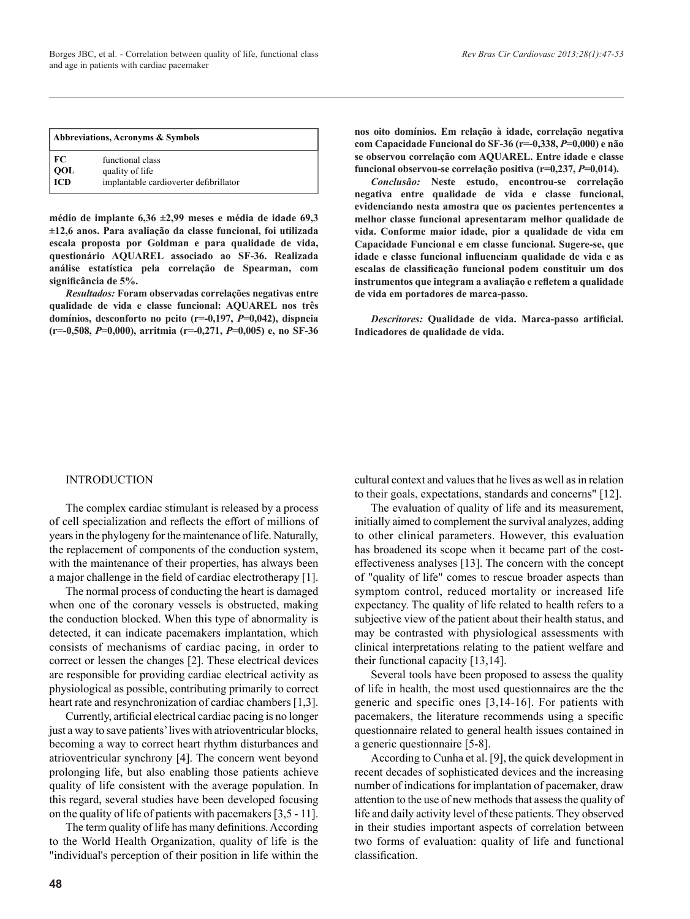| Abbreviations, Acronyms & Symbols | |
|---|---|
| FC | functional class |
| QOL | quality of life |
| ICD | implantable cardioverter defibrillator |

**médio de implante 6,36 ±2,99 meses e média de idade 69,3 ±12,6 anos. Para avaliação da classe funcional, foi utilizada escala proposta por Goldman e para qualidade de vida, questionário AQUAREL associado ao SF-36. Realizada análise estatística pela correlação de Spearman, com significância de 5%.**

***Resultados:*** **Foram observadas correlações negativas entre qualidade de vida e classe funcional: AQUAREL nos três domínios, desconforto no peito (r=-0,197, *P*=0,042), dispneia (r=-0,508, *P*=0,000), arritmia (r=-0,271, *P*=0,005) e, no SF-36 nos oito domínios. Em relação à idade, correlação negativa com Capacidade Funcional do SF-36 (r=-0,338, *P*=0,000) e não se observou correlação com AQUAREL. Entre idade e classe funcional observou-se correlação positiva (r=0,237, *P*=0,014).**

***Conclusão:*** **Neste estudo, encontrou-se correlação negativa entre qualidade de vida e classe funcional, evidenciando nesta amostra que os pacientes pertencentes a melhor classe funcional apresentaram melhor qualidade de vida. Conforme maior idade, pior a qualidade de vida em Capacidade Funcional e em classe funcional. Sugere-se, que idade e classe funcional influenciam qualidade de vida e as escalas de classificação funcional podem constituir um dos instrumentos que integram a avaliação e refletem a qualidade de vida em portadores de marca-passo.**

***Descritores:*** **Qualidade de vida. Marca-passo artificial. Indicadores de qualidade de vida.**

## INTRODUCTION

The complex cardiac stimulant is released by a process of cell specialization and reflects the effort of millions of years in the phylogeny for the maintenance of life. Naturally, the replacement of components of the conduction system, with the maintenance of their properties, has always been a major challenge in the field of cardiac electrotherapy [1].

The normal process of conducting the heart is damaged when one of the coronary vessels is obstructed, making the conduction blocked. When this type of abnormality is detected, it can indicate pacemakers implantation, which consists of mechanisms of cardiac pacing, in order to correct or lessen the changes [2]. These electrical devices are responsible for providing cardiac electrical activity as physiological as possible, contributing primarily to correct heart rate and resynchronization of cardiac chambers [1,3].

Currently, artificial electrical cardiac pacing is no longer just a way to save patients' lives with atrioventricular blocks, becoming a way to correct heart rhythm disturbances and atrioventricular synchrony [4]. The concern went beyond prolonging life, but also enabling those patients achieve quality of life consistent with the average population. In this regard, several studies have been developed focusing on the quality of life of patients with pacemakers [3,5 - 11].

The term quality of life has many definitions. According to the World Health Organization, quality of life is the "individual's perception of their position in life within the cultural context and values that he lives as well as in relation to their goals, expectations, standards and concerns" [12].

The evaluation of quality of life and its measurement, initially aimed to complement the survival analyzes, adding to other clinical parameters. However, this evaluation has broadened its scope when it became part of the cost-effectiveness analyses [13]. The concern with the concept of "quality of life" comes to rescue broader aspects than symptom control, reduced mortality or increased life expectancy. The quality of life related to health refers to a subjective view of the patient about their health status, and may be contrasted with physiological assessments with clinical interpretations relating to the patient welfare and their functional capacity [13,14].

Several tools have been proposed to assess the quality of life in health, the most used questionnaires are the the generic and specific ones [3,14-16]. For patients with pacemakers, the literature recommends using a specific questionnaire related to general health issues contained in a generic questionnaire [5-8].

According to Cunha et al. [9], the quick development in recent decades of sophisticated devices and the increasing number of indications for implantation of pacemaker, draw attention to the use of new methods that assess the quality of life and daily activity level of these patients. They observed in their studies important aspects of correlation between two forms of evaluation: quality of life and functional classification.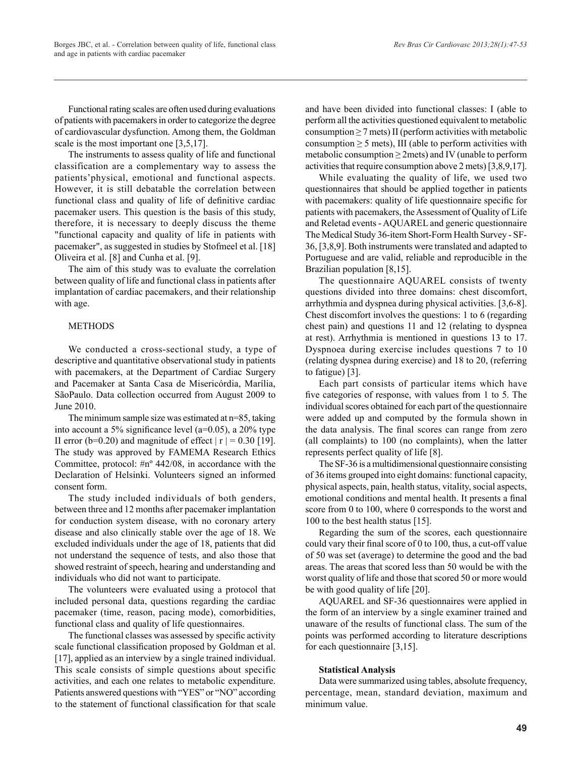Functional rating scales are often used during evaluations of patients with pacemakers in order to categorize the degree of cardiovascular dysfunction. Among them, the Goldman scale is the most important one [3,5,17].

The instruments to assess quality of life and functional classification are a complementary way to assess the patients'physical, emotional and functional aspects. However, it is still debatable the correlation between functional class and quality of life of definitive cardiac pacemaker users. This question is the basis of this study, therefore, it is necessary to deeply discuss the theme "functional capacity and quality of life in patients with pacemaker", as suggested in studies by Stofmeel et al. [18] Oliveira et al. [8] and Cunha et al. [9].

The aim of this study was to evaluate the correlation between quality of life and functional class in patients after implantation of cardiac pacemakers, and their relationship with age.

## METHODS

We conducted a cross-sectional study, a type of descriptive and quantitative observational study in patients with pacemakers, at the Department of Cardiac Surgery and Pacemaker at Santa Casa de Misericórdia, Marília, SãoPaulo. Data collection occurred from August 2009 to June 2010.

The minimum sample size was estimated at n=85, taking into account a 5% significance level (a=0.05), a 20% type II error (b=0.20) and magnitude of effect $|r| = 0.30$ [19]. The study was approved by FAMEMA Research Ethics Committee, protocol: #nº 442/08, in accordance with the Declaration of Helsinki. Volunteers signed an informed consent form.

The study included individuals of both genders, between three and 12 months after pacemaker implantation for conduction system disease, with no coronary artery disease and also clinically stable over the age of 18. We excluded individuals under the age of 18, patients that did not understand the sequence of tests, and also those that showed restraint of speech, hearing and understanding and individuals who did not want to participate.

The volunteers were evaluated using a protocol that included personal data, questions regarding the cardiac pacemaker (time, reason, pacing mode), comorbidities, functional class and quality of life questionnaires.

The functional classes was assessed by specific activity scale functional classification proposed by Goldman et al. [17], applied as an interview by a single trained individual. This scale consists of simple questions about specific activities, and each one relates to metabolic expenditure. Patients answered questions with "YES" or "NO" according to the statement of functional classification for that scale and have been divided into functional classes: I (able to perform all the activities questioned equivalent to metabolic consumption ≥ 7 mets) II (perform activities with metabolic consumption ≥ 5 mets), III (able to perform activities with metabolic consumption ≥ 2mets) and IV (unable to perform activities that require consumption above 2 mets) [3,8,9,17].

While evaluating the quality of life, we used two questionnaires that should be applied together in patients with pacemakers: quality of life questionnaire specific for patients with pacemakers, the Assessment of Quality of Life and Reletad events - AQUAREL and generic questionnaire The Medical Study 36-item Short-Form Health Survey - SF-36, [3,8,9]. Both instruments were translated and adapted to Portuguese and are valid, reliable and reproducible in the Brazilian population [8,15].

The questionnaire AQUAREL consists of twenty questions divided into three domains: chest discomfort, arrhythmia and dyspnea during physical activities. [3,6-8]. Chest discomfort involves the questions: 1 to 6 (regarding chest pain) and questions 11 and 12 (relating to dyspnea at rest). Arrhythmia is mentioned in questions 13 to 17. Dyspnoea during exercise includes questions 7 to 10 (relating dyspnea during exercise) and 18 to 20, (referring to fatigue) [3].

Each part consists of particular items which have five categories of response, with values from 1 to 5. The individual scores obtained for each part of the questionnaire were added up and computed by the formula shown in the data analysis. The final scores can range from zero (all complaints) to 100 (no complaints), when the latter represents perfect quality of life [8].

The SF-36 is a multidimensional questionnaire consisting of 36 items grouped into eight domains: functional capacity, physical aspects, pain, health status, vitality, social aspects, emotional conditions and mental health. It presents a final score from 0 to 100, where 0 corresponds to the worst and 100 to the best health status [15].

Regarding the sum of the scores, each questionnaire could vary their final score of 0 to 100, thus, a cut-off value of 50 was set (average) to determine the good and the bad areas. The areas that scored less than 50 would be with the worst quality of life and those that scored 50 or more would be with good quality of life [20].

AQUAREL and SF-36 questionnaires were applied in the form of an interview by a single examiner trained and unaware of the results of functional class. The sum of the points was performed according to literature descriptions for each questionnaire [3,15].

### Statistical Analysis

Data were summarized using tables, absolute frequency, percentage, mean, standard deviation, maximum and minimum value.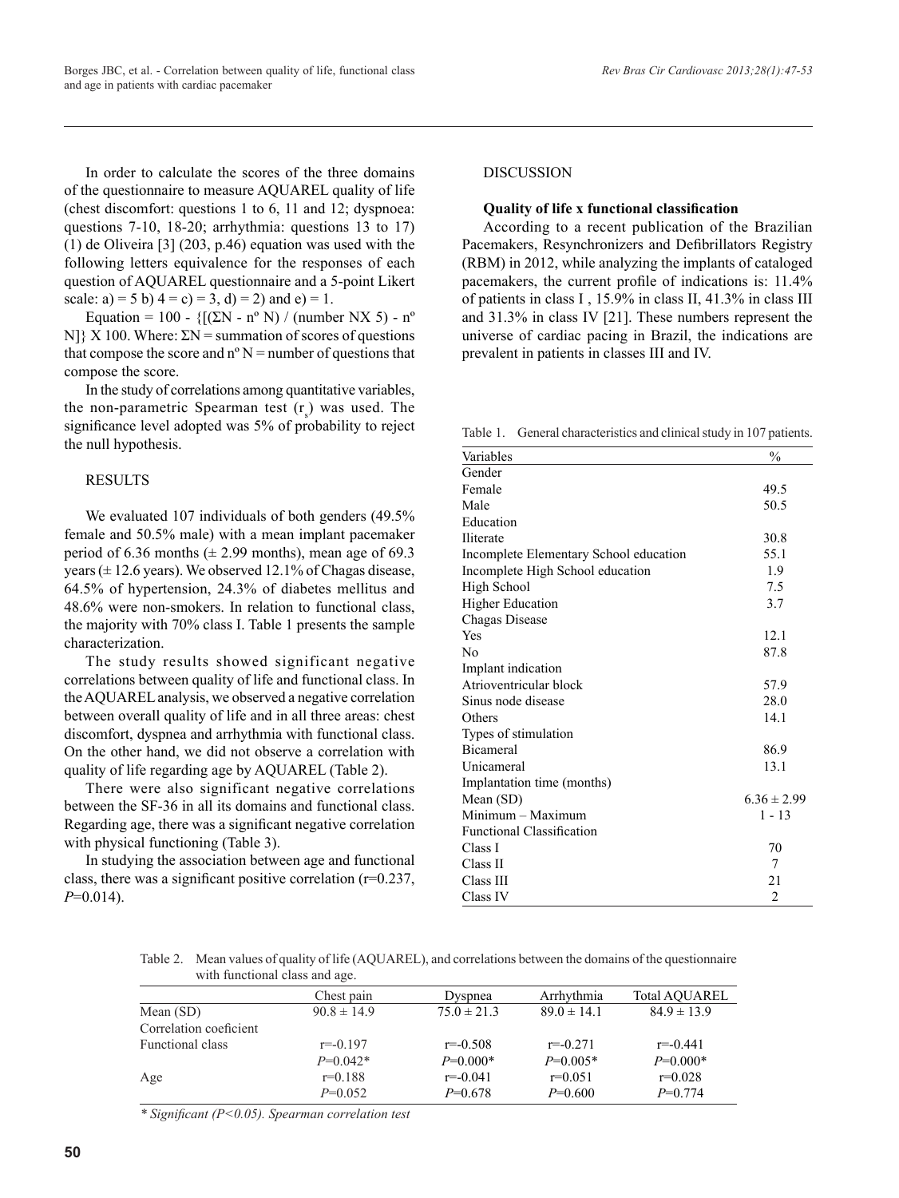In order to calculate the scores of the three domains of the questionnaire to measure AQUAREL quality of life (chest discomfort: questions 1 to 6, 11 and 12; dyspnoea: questions 7-10, 18-20; arrhythmia: questions 13 to 17) (1) de Oliveira [3] (203, p.46) equation was used with the following letters equivalence for the responses of each question of AQUAREL questionnaire and a 5-point Likert scale: a) = 5 b) 4 = c) = 3, d) = 2) and e) = 1.

Equation = 100 - {[(ΣN - nº N) / (number NX 5) - nº N]} X 100. Where: ΣN = summation of scores of questions that compose the score and nº N = number of questions that compose the score.

In the study of correlations among quantitative variables, the non-parametric Spearman test ($r_s$) was used. The significance level adopted was 5% of probability to reject the null hypothesis.

## RESULTS

We evaluated 107 individuals of both genders (49.5% female and 50.5% male) with a mean implant pacemaker period of 6.36 months (± 2.99 months), mean age of 69.3 years (± 12.6 years). We observed 12.1% of Chagas disease, 64.5% of hypertension, 24.3% of diabetes mellitus and 48.6% were non-smokers. In relation to functional class, the majority with 70% class I. Table 1 presents the sample characterization.

The study results showed significant negative correlations between quality of life and functional class. In the AQUAREL analysis, we observed a negative correlation between overall quality of life and in all three areas: chest discomfort, dyspnea and arrhythmia with functional class. On the other hand, we did not observe a correlation with quality of life regarding age by AQUAREL (Table 2).

There were also significant negative correlations between the SF-36 in all its domains and functional class. Regarding age, there was a significant negative correlation with physical functioning (Table 3).

In studying the association between age and functional class, there was a significant positive correlation (r=0.237, $P$=0.014).

## DISCUSSION

### Quality of life x functional classification

According to a recent publication of the Brazilian Pacemakers, Resynchronizers and Defibrillators Registry (RBM) in 2012, while analyzing the implants of cataloged pacemakers, the current profile of indications is: 11.4% of patients in class I , 15.9% in class II, 41.3% in class III and 31.3% in class IV [21]. These numbers represent the universe of cardiac pacing in Brazil, the indications are prevalent in patients in classes III and IV.

Table 1. General characteristics and clinical study in 107 patients.

| Variables | % |
|---|---|
| Gender | |
| Female | 49.5 |
| Male | 50.5 |
| Education | |
| Iliterate | 30.8 |
| Incomplete Elementary School education | 55.1 |
| Incomplete High School education | 1.9 |
| High School | 7.5 |
| Higher Education | 3.7 |
| Chagas Disease | |
| Yes | 12.1 |
| No | 87.8 |
| Implant indication | |
| Atrioventricular block | 57.9 |
| Sinus node disease | 28.0 |
| Others | 14.1 |
| Types of stimulation | |
| Bicameral | 86.9 |
| Unicameral | 13.1 |
| Implantation time (months) | |
| Mean (SD) | 6.36 ± 2.99 |
| Minimum – Maximum | 1 - 13 |
| Functional Classification | |
| Class I | 70 |
| Class II | 7 |
| Class III | 21 |
| Class IV | 2 |

Table 2. Mean values of quality of life (AQUAREL), and correlations between the domains of the questionnaire with functional class and age.

| | Chest pain | Dyspnea | Arrhythmia | Total AQUAREL |
|---|---|---|---|---|
| Mean (SD) | 90.8 ± 14.9 | 75.0 ± 21.3 | 89.0 ± 14.1 | 84.9 ± 13.9 |
| Correlation coeficient | | | | |
| Functional class | r=-0.197 | r=-0.508 | r=-0.271 | r=-0.441 |
| | $P$=0.042* | $P$=0.000* | $P$=0.005* | $P$=0.000* |
| Age | r=0.188 | r=-0.041 | r=0.051 | r=0.028 |
| | $P$=0.052 | $P$=0.678 | $P$=0.600 | $P$=0.774 |

*\* Significant (P<0.05). Spearman correlation test*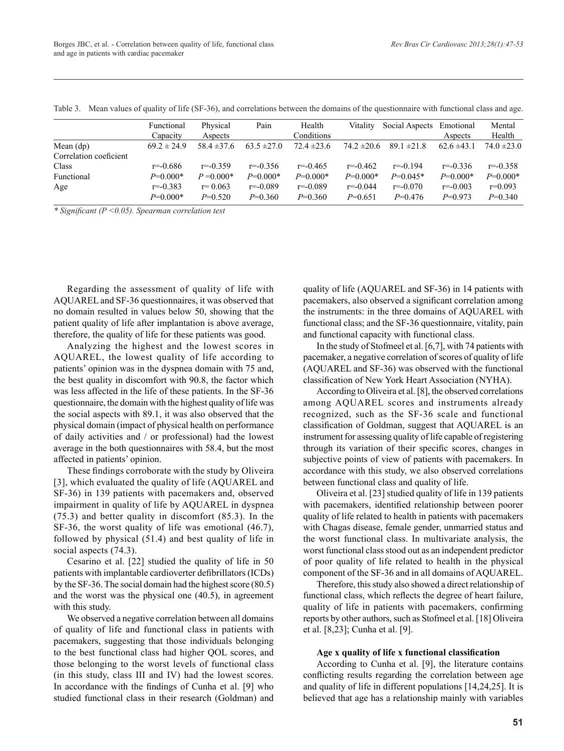Table 3. Mean values of quality of life (SF-36), and correlations between the domains of the questionnaire with functional class and age.

| | Functional Capacity | Physical Aspects | Pain | Health Conditions | Vitality | Social Aspects | Emotional Aspects | Mental Health |
|---|---|---|---|---|---|---|---|---|
| Mean (dp) | 69.2 ± 24.9 | 58.4 ±37.6 | 63.5 ±27.0 | 72.4 ±23.6 | 74.2 ±20.6 | 89.1 ±21.8 | 62.6 ±43.1 | 74.0 ±23.0 |
| Correlation coeficient | | | | | | | | |
| Class | r=-0.686 | r=-0.359 | r=-0.356 | r=-0.465 | r=-0.462 | r=-0.194 | r=-0.336 | r=-0.358 |
| Functional | *P*=0.000* | *P* =0.000* | *P*=0.000* | *P*=0.000* | *P*=0.000* | *P*=0.045* | *P*=0.000* | *P*=0.000* |
| Age | r=-0.383 | r= 0.063 | r=-0.089 | r=-0.089 | r=-0.044 | r=-0.070 | r=-0.003 | r=0.093 |
| | *P*=0.000* | *P*=0.520 | *P*=0.360 | *P*=0.360 | *P*=0.651 | *P*=0.476 | *P*=0.973 | *P*=0.340 |

*\* Significant (P <0.05). Spearman correlation test*

Regarding the assessment of quality of life with AQUAREL and SF-36 questionnaires, it was observed that no domain resulted in values below 50, showing that the patient quality of life after implantation is above average, therefore, the quality of life for these patients was good.

Analyzing the highest and the lowest scores in AQUAREL, the lowest quality of life according to patients' opinion was in the dyspnea domain with 75 and, the best quality in discomfort with 90.8, the factor which was less affected in the life of these patients. In the SF-36 questionnaire, the domain with the highest quality of life was the social aspects with 89.1, it was also observed that the physical domain (impact of physical health on performance of daily activities and / or professional) had the lowest average in the both questionnaires with 58.4, but the most affected in patients' opinion.

These findings corroborate with the study by Oliveira [3], which evaluated the quality of life (AQUAREL and SF-36) in 139 patients with pacemakers and, observed impairment in quality of life by AQUAREL in dyspnea (75.3) and better quality in discomfort (85.3). In the SF-36, the worst quality of life was emotional (46.7), followed by physical (51.4) and best quality of life in social aspects (74.3).

Cesarino et al. [22] studied the quality of life in 50 patients with implantable cardioverter defibrillators (ICDs) by the SF-36. The social domain had the highest score (80.5) and the worst was the physical one (40.5), in agreement with this study.

We observed a negative correlation between all domains of quality of life and functional class in patients with pacemakers, suggesting that those individuals belonging to the best functional class had higher QOL scores, and those belonging to the worst levels of functional class (in this study, class III and IV) had the lowest scores. In accordance with the findings of Cunha et al. [9] who studied functional class in their research (Goldman) and quality of life (AQUAREL and SF-36) in 14 patients with pacemakers, also observed a significant correlation among the instruments: in the three domains of AQUAREL with functional class; and the SF-36 questionnaire, vitality, pain and functional capacity with functional class.

In the study of Stofmeel et al. [6,7], with 74 patients with pacemaker, a negative correlation of scores of quality of life (AQUAREL and SF-36) was observed with the functional classification of New York Heart Association (NYHA).

According to Oliveira et al. [8], the observed correlations among AQUAREL scores and instruments already recognized, such as the SF-36 scale and functional classification of Goldman, suggest that AQUAREL is an instrument for assessing quality of life capable of registering through its variation of their specific scores, changes in subjective points of view of patients with pacemakers. In accordance with this study, we also observed correlations between functional class and quality of life.

Oliveira et al. [23] studied quality of life in 139 patients with pacemakers, identified relationship between poorer quality of life related to health in patients with pacemakers with Chagas disease, female gender, unmarried status and the worst functional class. In multivariate analysis, the worst functional class stood out as an independent predictor of poor quality of life related to health in the physical component of the SF-36 and in all domains of AQUAREL.

Therefore, this study also showed a direct relationship of functional class, which reflects the degree of heart failure, quality of life in patients with pacemakers, confirming reports by other authors, such as Stofmeel et al. [18] Oliveira et al. [8,23]; Cunha et al. [9].

**Age x quality of life x functional classification**

According to Cunha et al. [9], the literature contains conflicting results regarding the correlation between age and quality of life in different populations [14,24,25]. It is believed that age has a relationship mainly with variables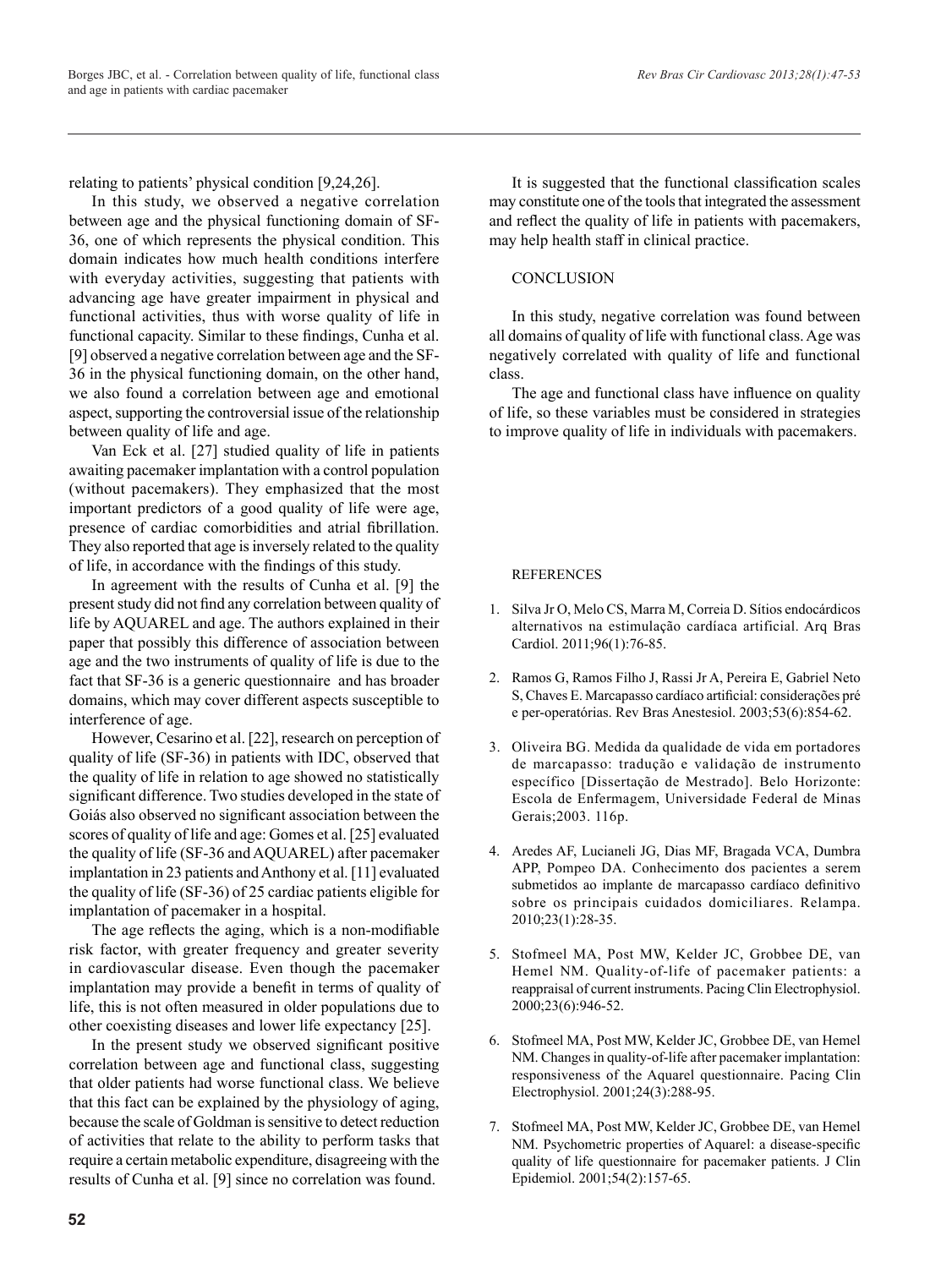relating to patients' physical condition [9,24,26].

In this study, we observed a negative correlation between age and the physical functioning domain of SF-36, one of which represents the physical condition. This domain indicates how much health conditions interfere with everyday activities, suggesting that patients with advancing age have greater impairment in physical and functional activities, thus with worse quality of life in functional capacity. Similar to these findings, Cunha et al. [9] observed a negative correlation between age and the SF-36 in the physical functioning domain, on the other hand, we also found a correlation between age and emotional aspect, supporting the controversial issue of the relationship between quality of life and age.

Van Eck et al. [27] studied quality of life in patients awaiting pacemaker implantation with a control population (without pacemakers). They emphasized that the most important predictors of a good quality of life were age, presence of cardiac comorbidities and atrial fibrillation. They also reported that age is inversely related to the quality of life, in accordance with the findings of this study.

In agreement with the results of Cunha et al. [9] the present study did not find any correlation between quality of life by AQUAREL and age. The authors explained in their paper that possibly this difference of association between age and the two instruments of quality of life is due to the fact that SF-36 is a generic questionnaire and has broader domains, which may cover different aspects susceptible to interference of age.

However, Cesarino et al. [22], research on perception of quality of life (SF-36) in patients with IDC, observed that the quality of life in relation to age showed no statistically significant difference. Two studies developed in the state of Goiás also observed no significant association between the scores of quality of life and age: Gomes et al. [25] evaluated the quality of life (SF-36 and AQUAREL) after pacemaker implantation in 23 patients and Anthony et al. [11] evaluated the quality of life (SF-36) of 25 cardiac patients eligible for implantation of pacemaker in a hospital.

The age reflects the aging, which is a non-modifiable risk factor, with greater frequency and greater severity in cardiovascular disease. Even though the pacemaker implantation may provide a benefit in terms of quality of life, this is not often measured in older populations due to other coexisting diseases and lower life expectancy [25].

In the present study we observed significant positive correlation between age and functional class, suggesting that older patients had worse functional class. We believe that this fact can be explained by the physiology of aging, because the scale of Goldman is sensitive to detect reduction of activities that relate to the ability to perform tasks that require a certain metabolic expenditure, disagreeing with the results of Cunha et al. [9] since no correlation was found.

It is suggested that the functional classification scales may constitute one of the tools that integrated the assessment and reflect the quality of life in patients with pacemakers, may help health staff in clinical practice.

## CONCLUSION

In this study, negative correlation was found between all domains of quality of life with functional class. Age was negatively correlated with quality of life and functional class.

The age and functional class have influence on quality of life, so these variables must be considered in strategies to improve quality of life in individuals with pacemakers.

## REFERENCES

1. Silva Jr O, Melo CS, Marra M, Correia D. Sítios endocárdicos alternativos na estimulação cardíaca artificial. Arq Bras Cardiol. 2011;96(1):76-85.

2. Ramos G, Ramos Filho J, Rassi Jr A, Pereira E, Gabriel Neto S, Chaves E. Marcapasso cardíaco artificial: considerações pré e per-operatórias. Rev Bras Anestesiol. 2003;53(6):854-62.

3. Oliveira BG. Medida da qualidade de vida em portadores de marcapasso: tradução e validação de instrumento específico [Dissertação de Mestrado]. Belo Horizonte: Escola de Enfermagem, Universidade Federal de Minas Gerais;2003. 116p.

4. Aredes AF, Lucianeli JG, Dias MF, Bragada VCA, Dumbra APP, Pompeo DA. Conhecimento dos pacientes a serem submetidos ao implante de marcapasso cardíaco definitivo sobre os principais cuidados domiciliares. Relampa. 2010;23(1):28-35.

5. Stofmeel MA, Post MW, Kelder JC, Grobbee DE, van Hemel NM. Quality-of-life of pacemaker patients: a reappraisal of current instruments. Pacing Clin Electrophysiol. 2000;23(6):946-52.

6. Stofmeel MA, Post MW, Kelder JC, Grobbee DE, van Hemel NM. Changes in quality-of-life after pacemaker implantation: responsiveness of the Aquarel questionnaire. Pacing Clin Electrophysiol. 2001;24(3):288-95.

7. Stofmeel MA, Post MW, Kelder JC, Grobbee DE, van Hemel NM. Psychometric properties of Aquarel: a disease-specific quality of life questionnaire for pacemaker patients. J Clin Epidemiol. 2001;54(2):157-65.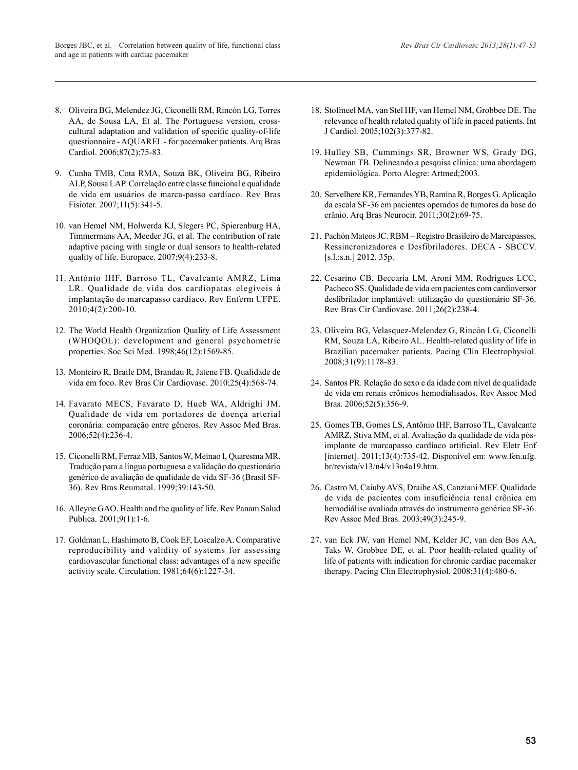8. Oliveira BG, Melendez JG, Ciconelli RM, Rincón LG, Torres AA, de Sousa LA, Et al. The Portuguese version, cross-cultural adaptation and validation of specific quality-of-life questionnaire - AQUAREL - for pacemaker patients. Arq Bras Cardiol. 2006;87(2):75-83.

9. Cunha TMB, Cota RMA, Souza BK, Oliveira BG, Ribeiro ALP, Sousa LAP. Correlação entre classe funcional e qualidade de vida em usuários de marca-passo cardíaco. Rev Bras Fisioter. 2007;11(5):341-5.

10. van Hemel NM, Holwerda KJ, Slegers PC, Spierenburg HA, Timmermans AA, Meeder JG, et al. The contribution of rate adaptive pacing with single or dual sensors to health-related quality of life. Europace. 2007;9(4):233-8.

11. Antônio IHF, Barroso TL, Cavalcante AMRZ, Lima LR. Qualidade de vida dos cardiopatas elegíveis à implantação de marcapasso cardíaco. Rev Enferm UFPE. 2010;4(2):200-10.

12. The World Health Organization Quality of Life Assessment (WHOQOL): development and general psychometric properties. Soc Sci Med. 1998;46(12):1569-85.

13. Monteiro R, Braile DM, Brandau R, Jatene FB. Qualidade de vida em foco. Rev Bras Cir Cardiovasc. 2010;25(4):568-74.

14. Favarato MECS, Favarato D, Hueb WA, Aldrighi JM. Qualidade de vida em portadores de doença arterial coronária: comparação entre gêneros. Rev Assoc Med Bras. 2006;52(4):236-4.

15. Ciconelli RM, Ferraz MB, Santos W, Meinao I, Quaresma MR. Tradução para a língua portuguesa e validação do questionário genérico de avaliação de qualidade de vida SF-36 (Brasil SF-36). Rev Bras Reumatol. 1999;39:143-50.

16. Alleyne GAO. Health and the quality of life. Rev Panam Salud Publica. 2001;9(1):1-6.

17. Goldman L, Hashimoto B, Cook EF, Loscalzo A. Comparative reproducibility and validity of systems for assessing cardiovascular functional class: advantages of a new specific activity scale. Circulation. 1981;64(6):1227-34.

18. Stofmeel MA, van Stel HF, van Hemel NM, Grobbee DE. The relevance of health related quality of life in paced patients. Int J Cardiol. 2005;102(3):377-82.

19. Hulley SB, Cummings SR, Browner WS, Grady DG, Newman TB. Delineando a pesquisa clínica: uma abordagem epidemiológica. Porto Alegre: Artmed;2003.

20. Servelhere KR, Fernandes YB, Ramina R, Borges G. Aplicação da escala SF-36 em pacientes operados de tumores da base do crânio. Arq Bras Neurocir. 2011;30(2):69-75.

21. Pachón Mateos JC. RBM – Registro Brasileiro de Marcapassos, Ressincronizadores e Desfibriladores. DECA - SBCCV. [s.l.:s.n.] 2012. 35p.

22. Cesarino CB, Beccaria LM, Aroni MM, Rodrigues LCC, Pacheco SS. Qualidade de vida em pacientes com cardioversor desfibrilador implantável: utilização do questionário SF-36. Rev Bras Cir Cardiovasc. 2011;26(2):238-4.

23. Oliveira BG, Velasquez-Melendez G, Rincón LG, Ciconelli RM, Souza LA, Ribeiro AL. Health-related quality of life in Brazilian pacemaker patients. Pacing Clin Electrophysiol. 2008;31(9):1178-83.

24. Santos PR. Relação do sexo e da idade com nível de qualidade de vida em renais crônicos hemodialisados. Rev Assoc Med Bras. 2006;52(5):356-9.

25. Gomes TB, Gomes LS, Antônio IHF, Barroso TL, Cavalcante AMRZ, Stiva MM, et al. Avaliação da qualidade de vida pós-implante de marcapasso cardíaco artificial. Rev Eletr Enf [internet]. 2011;13(4):735-42. Disponível em: www.fen.ufg.br/revista/v13/n4/v13n4a19.htm.

26. Castro M, Caiuby AVS, Draibe AS, Canziani MEF. Qualidade de vida de pacientes com insuficiência renal crônica em hemodiálise avaliada através do instrumento genérico SF-36. Rev Assoc Med Bras. 2003;49(3):245-9.

27. van Eck JW, van Hemel NM, Kelder JC, van den Bos AA, Taks W, Grobbee DE, et al. Poor health-related quality of life of patients with indication for chronic cardiac pacemaker therapy. Pacing Clin Electrophysiol. 2008;31(4):480-6.